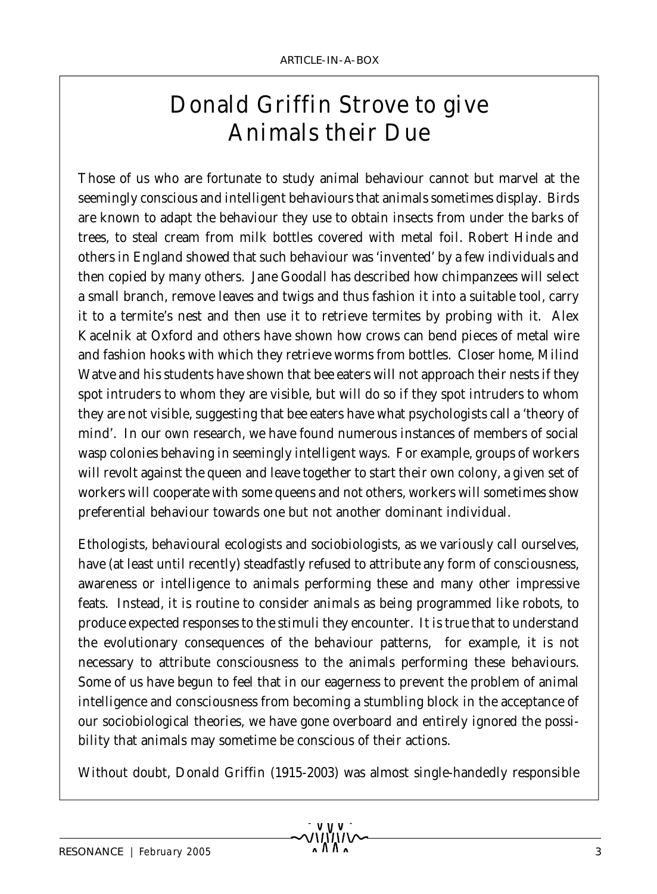ARTICLE-IN-A-BOX

# Donald Griffin Strove to give Animals their Due

Those of us who are fortunate to study animal behaviour cannot but marvel at the seemingly conscious and intelligent behaviours that animals sometimes display. Birds are known to adapt the behaviour they use to obtain insects from under the barks of trees, to steal cream from milk bottles covered with metal foil. Robert Hinde and others in England showed that such behaviour was 'invented' by a few individuals and then copied by many others. Jane Goodall has described how chimpanzees will select a small branch, remove leaves and twigs and thus fashion it into a suitable tool, carry it to a termite's nest and then use it to retrieve termites by probing with it. Alex Kacelnik at Oxford and others have shown how crows can bend pieces of metal wire and fashion hooks with which they retrieve worms from bottles. Closer home, Milind Watve and his students have shown that bee eaters will not approach their nests if they spot intruders to whom they are visible, but will do so if they spot intruders to whom they are not visible, suggesting that bee eaters have what psychologists call a 'theory of mind'. In our own research, we have found numerous instances of members of social wasp colonies behaving in seemingly intelligent ways. For example, groups of workers will revolt against the queen and leave together to start their own colony, a given set of workers will cooperate with some queens and not others, workers will sometimes show preferential behaviour towards one but not another dominant individual.

Ethologists, behavioural ecologists and sociobiologists, as we variously call ourselves, have (at least until recently) steadfastly refused to attribute any form of consciousness, awareness or intelligence to animals performing these and many other impressive feats. Instead, it is routine to consider animals as being programmed like robots, to produce expected responses to the stimuli they encounter. It is true that to understand the evolutionary consequences of the behaviour patterns, for example, it is not necessary to attribute consciousness to the animals performing these behaviours. Some of us have begun to feel that in our eagerness to prevent the problem of animal intelligence and consciousness from becoming a stumbling block in the acceptance of our sociobiological theories, we have gone overboard and entirely ignored the possibility that animals may sometime be conscious of their actions.

Without doubt, Donald Griffin (1915-2003) was almost single-handedly responsible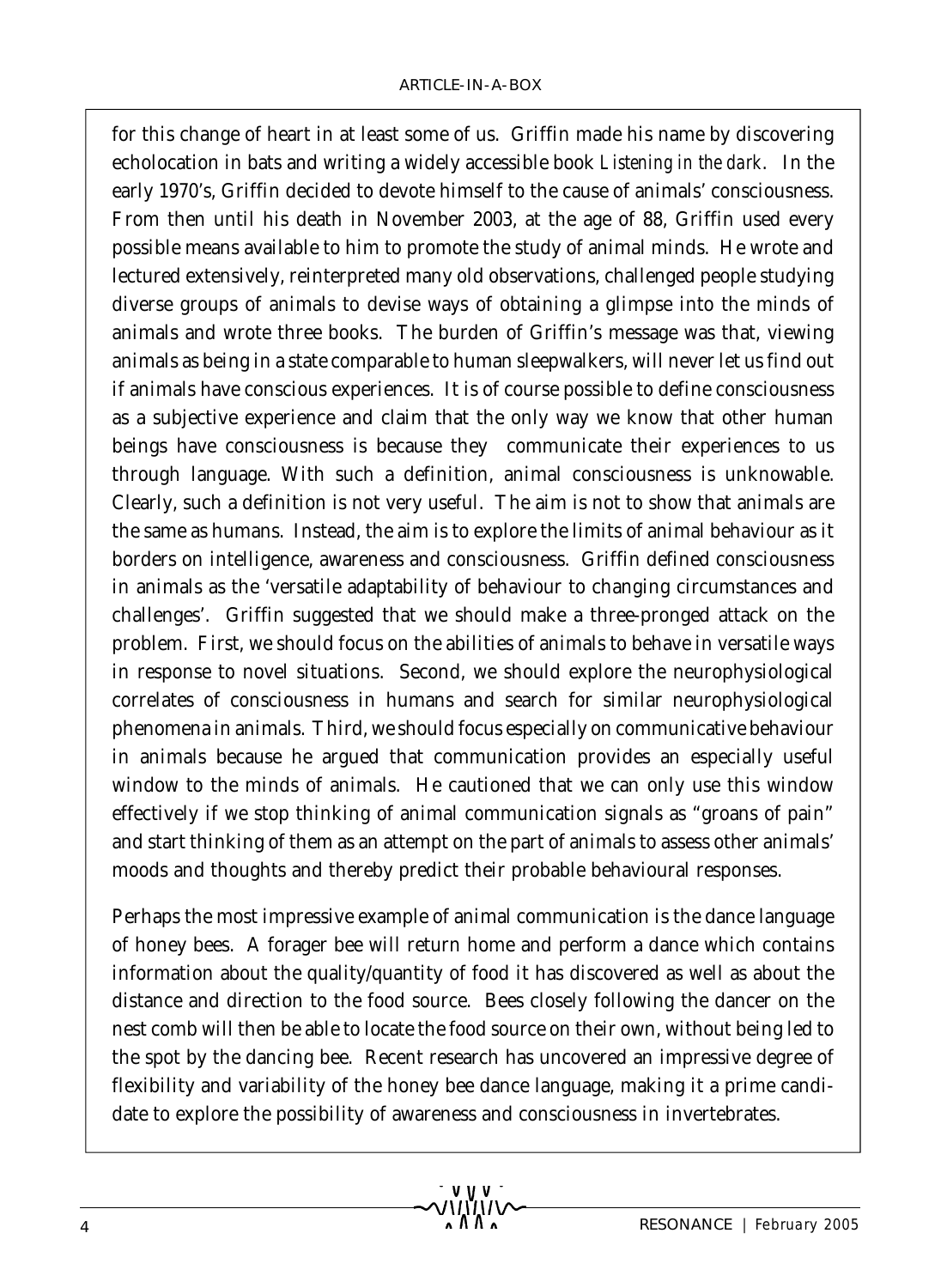for this change of heart in at least some of us. Griffin made his name by discovering echolocation in bats and writing a widely accessible book *Listening in the dark*. In the early 1970's, Griffin decided to devote himself to the cause of animals' consciousness. From then until his death in November 2003, at the age of 88, Griffin used every possible means available to him to promote the study of animal minds. He wrote and lectured extensively, reinterpreted many old observations, challenged people studying diverse groups of animals to devise ways of obtaining a glimpse into the minds of animals and wrote three books. The burden of Griffin's message was that, viewing animals as being in a state comparable to human sleepwalkers, will never let us find out if animals have conscious experiences. It is of course possible to define consciousness as a subjective experience and claim that the only way we know that other human beings have consciousness is because they communicate their experiences to us through language. With such a definition, animal consciousness is unknowable. Clearly, such a definition is not very useful. The aim is not to show that animals are the same as humans. Instead, the aim is to explore the limits of animal behaviour as it borders on intelligence, awareness and consciousness. Griffin defined consciousness in animals as the 'versatile adaptability of behaviour to changing circumstances and challenges'. Griffin suggested that we should make a three-pronged attack on the problem. First, we should focus on the abilities of animals to behave in versatile ways in response to novel situations. Second, we should explore the neurophysiological correlates of consciousness in humans and search for similar neurophysiological phenomena in animals. Third, we should focus especially on communicative behaviour in animals because he argued that communication provides an especially useful window to the minds of animals. He cautioned that we can only use this window effectively if we stop thinking of animal communication signals as "groans of pain" and start thinking of them as an attempt on the part of animals to assess other animals' moods and thoughts and thereby predict their probable behavioural responses.

Perhaps the most impressive example of animal communication is the dance language of honey bees. A forager bee will return home and perform a dance which contains information about the quality/quantity of food it has discovered as well as about the distance and direction to the food source. Bees closely following the dancer on the nest comb will then be able to locate the food source on their own, without being led to the spot by the dancing bee. Recent research has uncovered an impressive degree of flexibility and variability of the honey bee dance language, making it a prime candidate to explore the possibility of awareness and consciousness in invertebrates.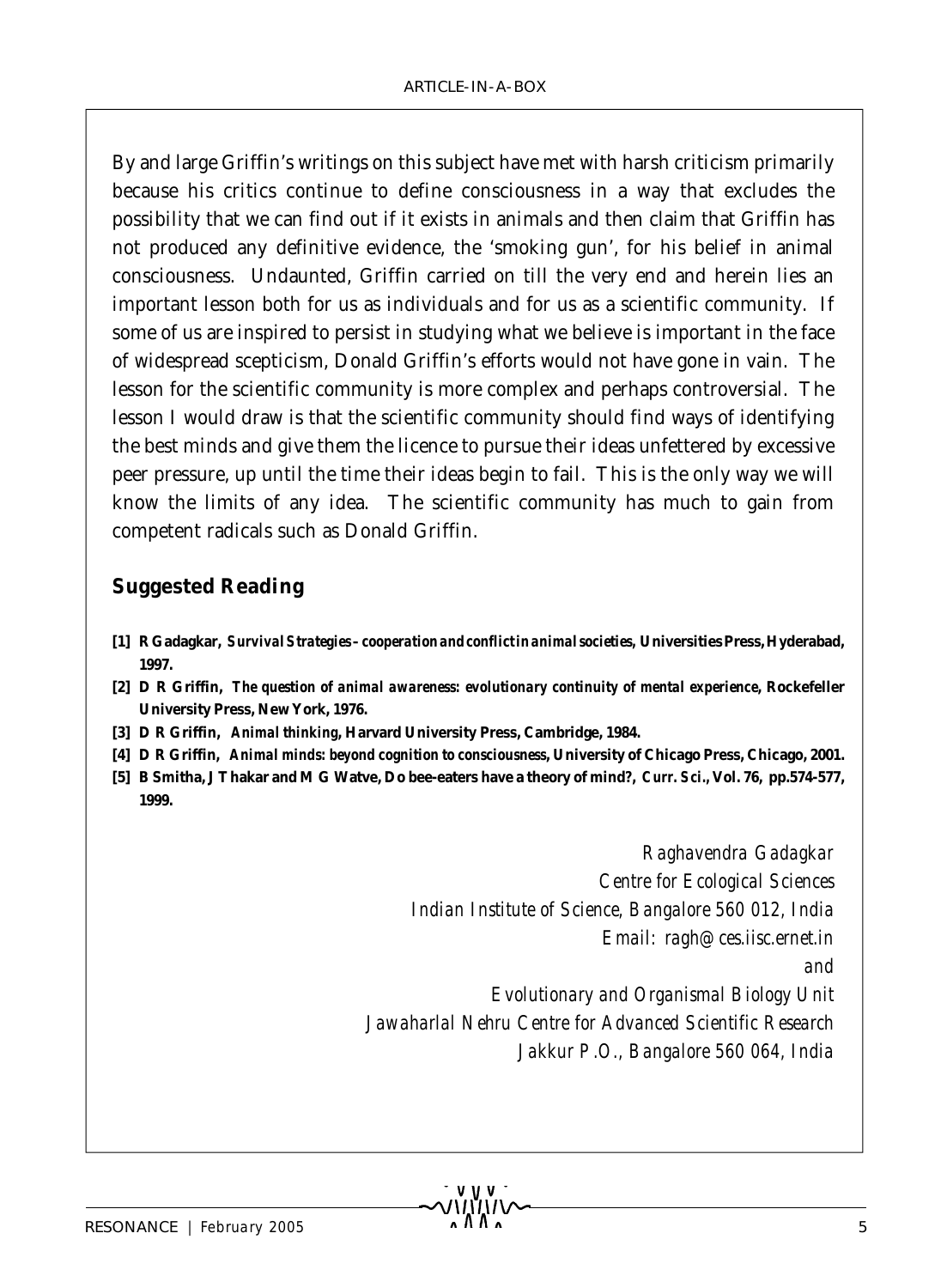By and large Griffin's writings on this subject have met with harsh criticism primarily because his critics continue to define consciousness in a way that excludes the possibility that we can find out if it exists in animals and then claim that Griffin has not produced any definitive evidence, the 'smoking gun', for his belief in animal consciousness. Undaunted, Griffin carried on till the very end and herein lies an important lesson both for us as individuals and for us as a scientific community. If some of us are inspired to persist in studying what we believe is important in the face of widespread scepticism, Donald Griffin's efforts would not have gone in vain. The lesson for the scientific community is more complex and perhaps controversial. The lesson I would draw is that the scientific community should find ways of identifying the best minds and give them the licence to pursue their ideas unfettered by excessive peer pressure, up until the time their ideas begin to fail. This is the only way we will know the limits of any idea. The scientific community has much to gain from competent radicals such as Donald Griffin.

## Suggested Reading

**[1] R Gadagkar,** ***Survival Strategies – cooperation and conflict in animal societies,*** **Universities Press, Hyderabad, 1997.**

**[2] D R Griffin,** ***The question of animal awareness: evolutionary continuity of mental experience,*** **Rockefeller University Press, New York, 1976.**

**[3] D R Griffin,** ***Animal thinking,*** **Harvard University Press, Cambridge, 1984.**

**[4] D R Griffin,** ***Animal minds: beyond cognition to consciousness,*** **University of Chicago Press, Chicago, 2001.**

**[5] B Smitha, J Thakar and M G Watve, Do bee-eaters have a theory of mind?,** ***Curr. Sci.,*** **Vol. 76, pp.574-577, 1999.**

*Raghavendra Gadagkar*
*Centre for Ecological Sciences*
*Indian Institute of Science, Bangalore 560 012, India*
*Email: ragh@ces.iisc.ernet.in*
*and*
*Evolutionary and Organismal Biology Unit*
*Jawaharlal Nehru Centre for Advanced Scientific Research*
*Jakkur P.O., Bangalore 560 064, India*